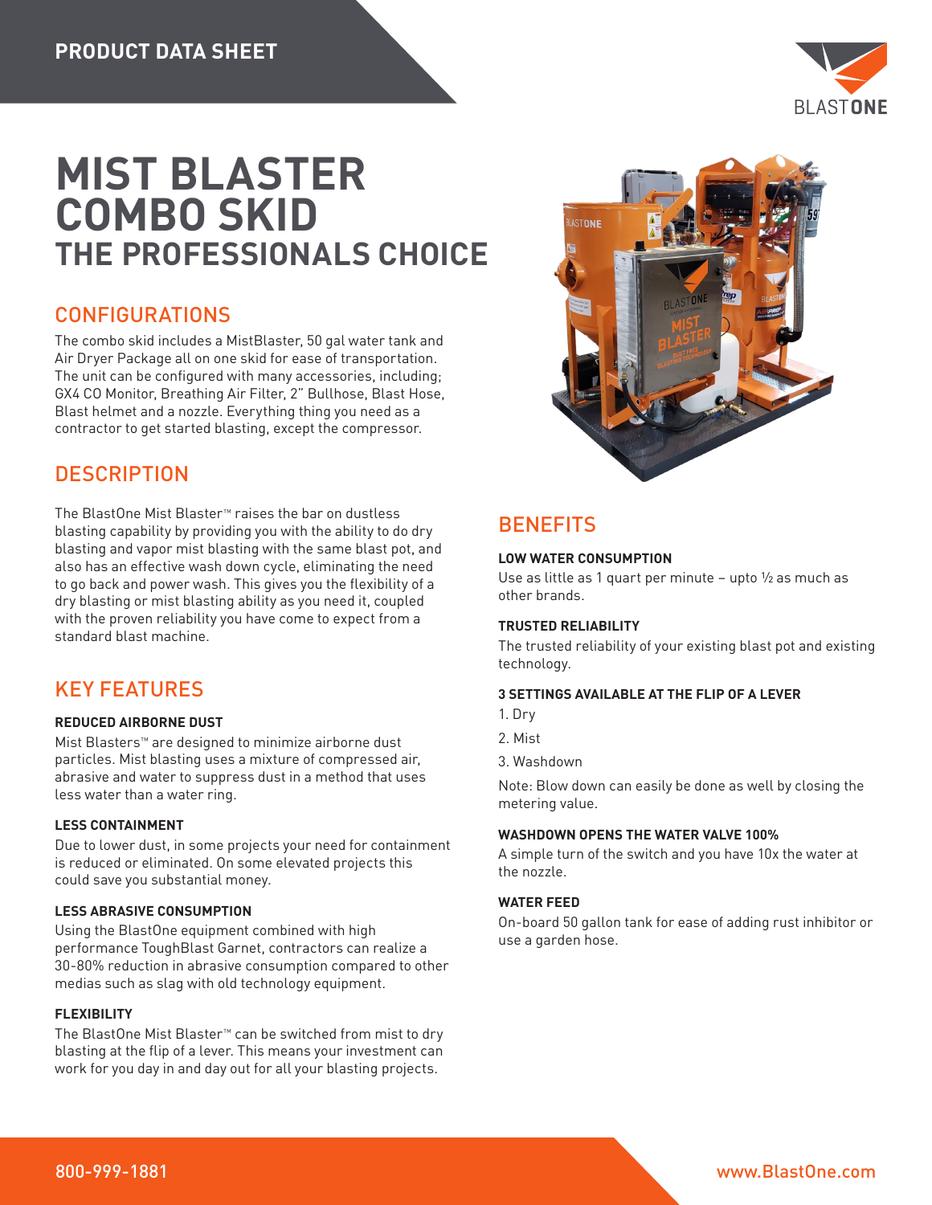PRODUCT DATA SHEET

# MIST BLASTER COMBO SKID
## THE PROFESSIONALS CHOICE

## CONFIGURATIONS

The combo skid includes a MistBlaster, 50 gal water tank and Air Dryer Package all on one skid for ease of transportation. The unit can be configured with many accessories, including; GX4 CO Monitor, Breathing Air Filter, 2" Bullhose, Blast Hose, Blast helmet and a nozzle. Everything thing you need as a contractor to get started blasting, except the compressor.

## DESCRIPTION

The BlastOne Mist Blaster™ raises the bar on dustless blasting capability by providing you with the ability to do dry blasting and vapor mist blasting with the same blast pot, and also has an effective wash down cycle, eliminating the need to go back and power wash. This gives you the flexibility of a dry blasting or mist blasting ability as you need it, coupled with the proven reliability you have come to expect from a standard blast machine.

## KEY FEATURES

**REDUCED AIRBORNE DUST**

Mist Blasters™ are designed to minimize airborne dust particles. Mist blasting uses a mixture of compressed air, abrasive and water to suppress dust in a method that uses less water than a water ring.

**LESS CONTAINMENT**

Due to lower dust, in some projects your need for containment is reduced or eliminated. On some elevated projects this could save you substantial money.

**LESS ABRASIVE CONSUMPTION**

Using the BlastOne equipment combined with high performance ToughBlast Garnet, contractors can realize a 30-80% reduction in abrasive consumption compared to other medias such as slag with old technology equipment.

**FLEXIBILITY**

The BlastOne Mist Blaster™ can be switched from mist to dry blasting at the flip of a lever. This means your investment can work for you day in and day out for all your blasting projects.

## BENEFITS

**LOW WATER CONSUMPTION**

Use as little as 1 quart per minute – upto ½ as much as other brands.

**TRUSTED RELIABILITY**

The trusted reliability of your existing blast pot and existing technology.

**3 SETTINGS AVAILABLE AT THE FLIP OF A LEVER**

1. Dry
2. Mist
3. Washdown

Note: Blow down can easily be done as well by closing the metering value.

**WASHDOWN OPENS THE WATER VALVE 100%**

A simple turn of the switch and you have 10x the water at the nozzle.

**WATER FEED**

On-board 50 gallon tank for ease of adding rust inhibitor or use a garden hose.

800-999-1881 www.BlastOne.com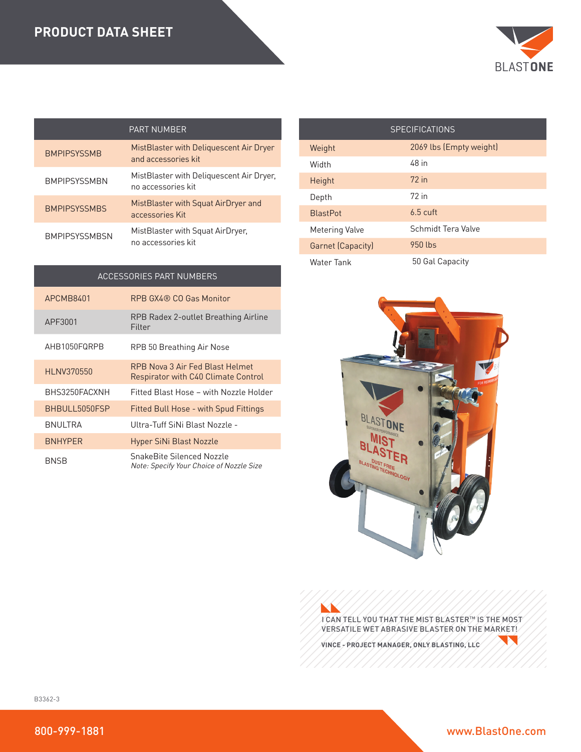# PRODUCT DATA SHEET

BLASTONE

| PART NUMBER | |
|---|---|
| BMPIPSYSSMB | MistBlaster with Deliquescent Air Dryer and accessories kit |
| BMPIPSYSSMBN | MistBlaster with Deliquescent Air Dryer, no accessories kit |
| BMPIPSYSSMBS | MistBlaster with Squat AirDryer and accessories Kit |
| BMPIPSYSSMBSN | MistBlaster with Squat AirDryer, no accessories kit |

| ACCESSORIES PART NUMBERS | |
|---|---|
| APCMB8401 | RPB GX4® CO Gas Monitor |
| APF3001 | RPB Radex 2-outlet Breathing Airline Filter |
| AHB1050FQRPB | RPB 50 Breathing Air Nose |
| HLNV370550 | RPB Nova 3 Air Fed Blast Helmet Respirator with C40 Climate Control |
| BHS3250FACXNH | Fitted Blast Hose – with Nozzle Holder |
| BHBULL5050FSP | Fitted Bull Hose - with Spud Fittings |
| BNULTRA | Ultra-Tuff SiNi Blast Nozzle - |
| BNHYPER | Hyper SiNi Blast Nozzle |
| BNSB | SnakeBite Silenced Nozzle<br>*Note: Specify Your Choice of Nozzle Size* |

| SPECIFICATIONS | |
|---|---|
| Weight | 2069 lbs (Empty weight) |
| Width | 48 in |
| Height | 72 in |
| Depth | 72 in |
| BlastPot | 6.5 cuft |
| Metering Valve | Schmidt Tera Valve |
| Garnet (Capacity) | 950 lbs |
| Water Tank | 50 Gal Capacity |

I CAN TELL YOU THAT THE MIST BLASTER™ IS THE MOST VERSATILE WET ABRASIVE BLASTER ON THE MARKET!

**VINCE - PROJECT MANAGER, ONLY BLASTING, LLC**

B3362-3

800-999-1881

www.BlastOne.com